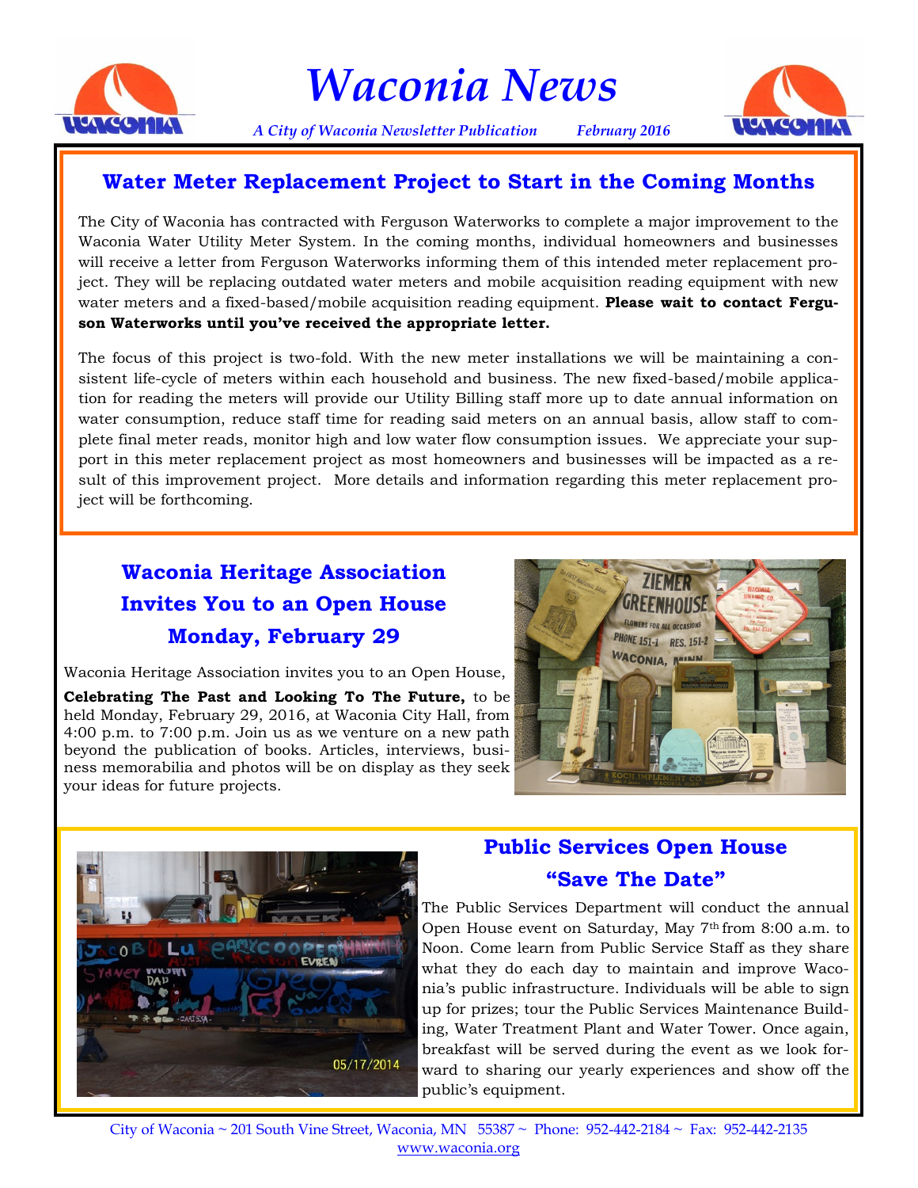# Waconia News

*A City of Waconia Newsletter Publication* *February 2016*

## Water Meter Replacement Project to Start in the Coming Months

The City of Waconia has contracted with Ferguson Waterworks to complete a major improvement to the Waconia Water Utility Meter System. In the coming months, individual homeowners and businesses will receive a letter from Ferguson Waterworks informing them of this intended meter replacement project. They will be replacing outdated water meters and mobile acquisition reading equipment with new water meters and a fixed-based/mobile acquisition reading equipment. **Please wait to contact Ferguson Waterworks until you've received the appropriate letter.**

The focus of this project is two-fold. With the new meter installations we will be maintaining a consistent life-cycle of meters within each household and business. The new fixed-based/mobile application for reading the meters will provide our Utility Billing staff more up to date annual information on water consumption, reduce staff time for reading said meters on an annual basis, allow staff to complete final meter reads, monitor high and low water flow consumption issues. We appreciate your support in this meter replacement project as most homeowners and businesses will be impacted as a result of this improvement project. More details and information regarding this meter replacement project will be forthcoming.

## Waconia Heritage Association Invites You to an Open House Monday, February 29

Waconia Heritage Association invites you to an Open House, **Celebrating The Past and Looking To The Future,** to be held Monday, February 29, 2016, at Waconia City Hall, from 4:00 p.m. to 7:00 p.m. Join us as we venture on a new path beyond the publication of books. Articles, interviews, business memorabilia and photos will be on display as they seek your ideas for future projects.

## Public Services Open House "Save The Date"

The Public Services Department will conduct the annual Open House event on Saturday, May 7th from 8:00 a.m. to Noon. Come learn from Public Service Staff as they share what they do each day to maintain and improve Waconia's public infrastructure. Individuals will be able to sign up for prizes; tour the Public Services Maintenance Building, Water Treatment Plant and Water Tower. Once again, breakfast will be served during the event as we look forward to sharing our yearly experiences and show off the public's equipment.

City of Waconia ~ 201 South Vine Street, Waconia, MN 55387 ~ Phone: 952-442-2184 ~ Fax: 952-442-2135
www.waconia.org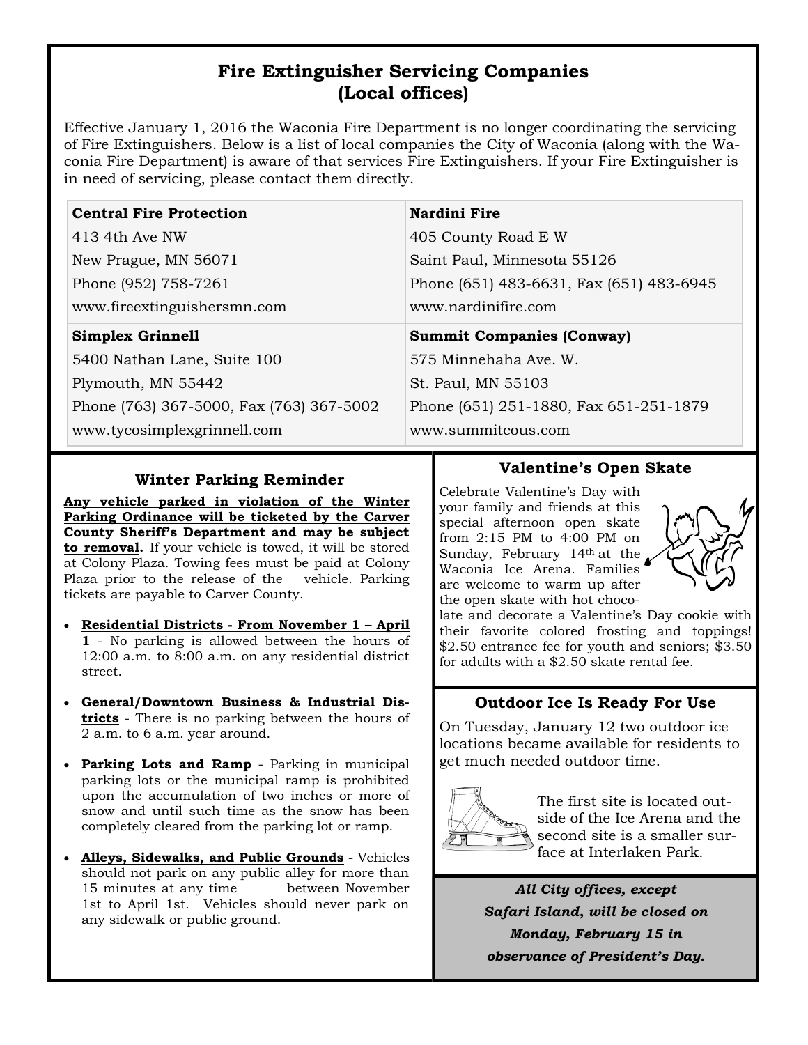## Fire Extinguisher Servicing Companies (Local offices)

Effective January 1, 2016 the Waconia Fire Department is no longer coordinating the servicing of Fire Extinguishers. Below is a list of local companies the City of Waconia (along with the Waconia Fire Department) is aware of that services Fire Extinguishers. If your Fire Extinguisher is in need of servicing, please contact them directly.

| | |
|---|---|
| **Central Fire Protection**<br>413 4th Ave NW<br>New Prague, MN 56071<br>Phone (952) 758-7261<br>www.fireextinguishersmn.com | **Nardini Fire**<br>405 County Road E W<br>Saint Paul, Minnesota 55126<br>Phone (651) 483-6631, Fax (651) 483-6945<br>www.nardinifire.com |
| **Simplex Grinnell**<br>5400 Nathan Lane, Suite 100<br>Plymouth, MN 55442<br>Phone (763) 367-5000, Fax (763) 367-5002<br>www.tycosimplexgrinnell.com | **Summit Companies (Conway)**<br>575 Minnehaha Ave. W.<br>St. Paul, MN 55103<br>Phone (651) 251-1880, Fax 651-251-1879<br>www.summitcous.com |

### Winter Parking Reminder

**Any vehicle parked in violation of the Winter Parking Ordinance will be ticketed by the Carver County Sheriff's Department and may be subject to removal.** If your vehicle is towed, it will be stored at Colony Plaza. Towing fees must be paid at Colony Plaza prior to the release of the vehicle. Parking tickets are payable to Carver County.

- **Residential Districts - From November 1 – April 1** - No parking is allowed between the hours of 12:00 a.m. to 8:00 a.m. on any residential district street.
- **General/Downtown Business & Industrial Districts** - There is no parking between the hours of 2 a.m. to 6 a.m. year around.
- **Parking Lots and Ramp** - Parking in municipal parking lots or the municipal ramp is prohibited upon the accumulation of two inches or more of snow and until such time as the snow has been completely cleared from the parking lot or ramp.
- **Alleys, Sidewalks, and Public Grounds** - Vehicles should not park on any public alley for more than 15 minutes at any time between November 1st to April 1st. Vehicles should never park on any sidewalk or public ground.

### Valentine's Open Skate

Celebrate Valentine's Day with your family and friends at this special afternoon open skate from 2:15 PM to 4:00 PM on Sunday, February 14th at the Waconia Ice Arena. Families are welcome to warm up after the open skate with hot chocolate and decorate a Valentine's Day cookie with their favorite colored frosting and toppings! $2.50 entrance fee for youth and seniors; $3.50 for adults with a $2.50 skate rental fee.

### Outdoor Ice Is Ready For Use

On Tuesday, January 12 two outdoor ice locations became available for residents to get much needed outdoor time.

The first site is located outside of the Ice Arena and the second site is a smaller surface at Interlaken Park.

***All City offices, except Safari Island, will be closed on Monday, February 15 in observance of President's Day.***